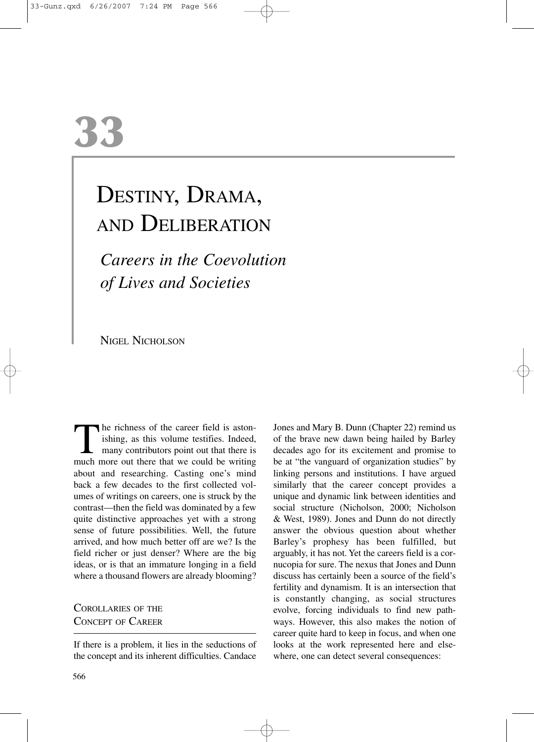# 33

# DESTINY, DRAMA, AND DELIBERATION

## *Careers in the Coevolution of Lives and Societies*

NIGEL NICHOLSON

The richness of the career field is astonishing, as this volume testifies. Indeed, many contributors point out that there is much more out there that we could be writing about and researching. Casting one's mind back a few decades to the first collected volumes of writings on careers, one is struck by the contrast—then the field was dominated by a few quite distinctive approaches yet with a strong sense of future possibilities. Well, the future arrived, and how much better off are we? Is the field richer or just denser? Where are the big ideas, or is that an immature longing in a field where a thousand flowers are already blooming?

### COROLLARIES OF THE CONCEPT OF CAREER

If there is a problem, it lies in the seductions of the concept and its inherent difficulties. Candace Jones and Mary B. Dunn (Chapter 22) remind us of the brave new dawn being hailed by Barley decades ago for its excitement and promise to be at "the vanguard of organization studies" by linking persons and institutions. I have argued similarly that the career concept provides a unique and dynamic link between identities and social structure (Nicholson, 2000; Nicholson & West, 1989). Jones and Dunn do not directly answer the obvious question about whether Barley's prophesy has been fulfilled, but arguably, it has not. Yet the careers field is a cornucopia for sure. The nexus that Jones and Dunn discuss has certainly been a source of the field's fertility and dynamism. It is an intersection that is constantly changing, as social structures evolve, forcing individuals to find new pathways. However, this also makes the notion of career quite hard to keep in focus, and when one looks at the work represented here and elsewhere, one can detect several consequences: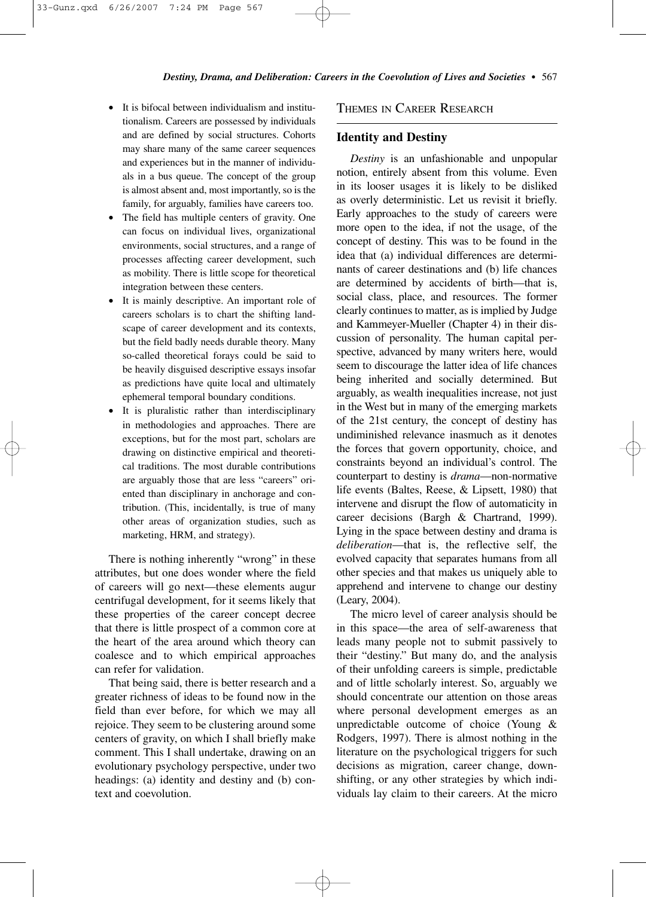- It is bifocal between individualism and institutionalism. Careers are possessed by individuals and are defined by social structures. Cohorts may share many of the same career sequences and experiences but in the manner of individuals in a bus queue. The concept of the group is almost absent and, most importantly, so is the family, for arguably, families have careers too.
- The field has multiple centers of gravity. One can focus on individual lives, organizational environments, social structures, and a range of processes affecting career development, such as mobility. There is little scope for theoretical integration between these centers.
- It is mainly descriptive. An important role of careers scholars is to chart the shifting landscape of career development and its contexts, but the field badly needs durable theory. Many so-called theoretical forays could be said to be heavily disguised descriptive essays insofar as predictions have quite local and ultimately ephemeral temporal boundary conditions.
- It is pluralistic rather than interdisciplinary in methodologies and approaches. There are exceptions, but for the most part, scholars are drawing on distinctive empirical and theoretical traditions. The most durable contributions are arguably those that are less "careers" oriented than disciplinary in anchorage and contribution. (This, incidentally, is true of many other areas of organization studies, such as marketing, HRM, and strategy).

There is nothing inherently "wrong" in these attributes, but one does wonder where the field of careers will go next—these elements augur centrifugal development, for it seems likely that these properties of the career concept decree that there is little prospect of a common core at the heart of the area around which theory can coalesce and to which empirical approaches can refer for validation.

That being said, there is better research and a greater richness of ideas to be found now in the field than ever before, for which we may all rejoice. They seem to be clustering around some centers of gravity, on which I shall briefly make comment. This I shall undertake, drawing on an evolutionary psychology perspective, under two headings: (a) identity and destiny and (b) context and coevolution.

## Themes in Career Research

### Identity and Destiny

*Destiny* is an unfashionable and unpopular notion, entirely absent from this volume. Even in its looser usages it is likely to be disliked as overly deterministic. Let us revisit it briefly. Early approaches to the study of careers were more open to the idea, if not the usage, of the concept of destiny. This was to be found in the idea that (a) individual differences are determinants of career destinations and (b) life chances are determined by accidents of birth—that is, social class, place, and resources. The former clearly continues to matter, as is implied by Judge and Kammeyer-Mueller (Chapter 4) in their discussion of personality. The human capital perspective, advanced by many writers here, would seem to discourage the latter idea of life chances being inherited and socially determined. But arguably, as wealth inequalities increase, not just in the West but in many of the emerging markets of the 21st century, the concept of destiny has undiminished relevance inasmuch as it denotes the forces that govern opportunity, choice, and constraints beyond an individual's control. The counterpart to destiny is *drama*—non-normative life events (Baltes, Reese, & Lipsett, 1980) that intervene and disrupt the flow of automaticity in career decisions (Bargh & Chartrand, 1999). Lying in the space between destiny and drama is *deliberation*—that is, the reflective self, the evolved capacity that separates humans from all other species and that makes us uniquely able to apprehend and intervene to change our destiny (Leary, 2004).

The micro level of career analysis should be in this space—the area of self-awareness that leads many people not to submit passively to their "destiny." But many do, and the analysis of their unfolding careers is simple, predictable and of little scholarly interest. So, arguably we should concentrate our attention on those areas where personal development emerges as an unpredictable outcome of choice (Young & Rodgers, 1997). There is almost nothing in the literature on the psychological triggers for such decisions as migration, career change, downshifting, or any other strategies by which individuals lay claim to their careers. At the micro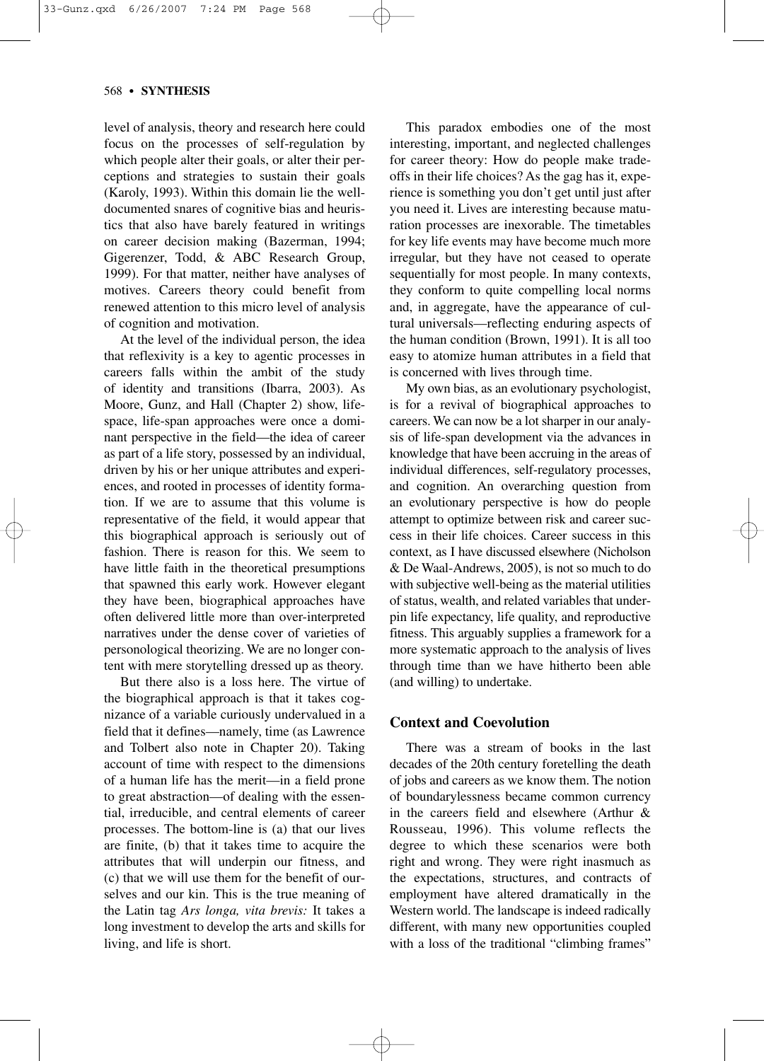level of analysis, theory and research here could focus on the processes of self-regulation by which people alter their goals, or alter their perceptions and strategies to sustain their goals (Karoly, 1993). Within this domain lie the well-documented snares of cognitive bias and heuristics that also have barely featured in writings on career decision making (Bazerman, 1994; Gigerenzer, Todd, & ABC Research Group, 1999). For that matter, neither have analyses of motives. Careers theory could benefit from renewed attention to this micro level of analysis of cognition and motivation.

At the level of the individual person, the idea that reflexivity is a key to agentic processes in careers falls within the ambit of the study of identity and transitions (Ibarra, 2003). As Moore, Gunz, and Hall (Chapter 2) show, life-space, life-span approaches were once a dominant perspective in the field—the idea of career as part of a life story, possessed by an individual, driven by his or her unique attributes and experiences, and rooted in processes of identity formation. If we are to assume that this volume is representative of the field, it would appear that this biographical approach is seriously out of fashion. There is reason for this. We seem to have little faith in the theoretical presumptions that spawned this early work. However elegant they have been, biographical approaches have often delivered little more than over-interpreted narratives under the dense cover of varieties of personological theorizing. We are no longer content with mere storytelling dressed up as theory.

But there also is a loss here. The virtue of the biographical approach is that it takes cognizance of a variable curiously undervalued in a field that it defines—namely, time (as Lawrence and Tolbert also note in Chapter 20). Taking account of time with respect to the dimensions of a human life has the merit—in a field prone to great abstraction—of dealing with the essential, irreducible, and central elements of career processes. The bottom-line is (a) that our lives are finite, (b) that it takes time to acquire the attributes that will underpin our fitness, and (c) that we will use them for the benefit of ourselves and our kin. This is the true meaning of the Latin tag *Ars longa, vita brevis:* It takes a long investment to develop the arts and skills for living, and life is short.

This paradox embodies one of the most interesting, important, and neglected challenges for career theory: How do people make trade-offs in their life choices? As the gag has it, experience is something you don't get until just after you need it. Lives are interesting because maturation processes are inexorable. The timetables for key life events may have become much more irregular, but they have not ceased to operate sequentially for most people. In many contexts, they conform to quite compelling local norms and, in aggregate, have the appearance of cultural universals—reflecting enduring aspects of the human condition (Brown, 1991). It is all too easy to atomize human attributes in a field that is concerned with lives through time.

My own bias, as an evolutionary psychologist, is for a revival of biographical approaches to careers. We can now be a lot sharper in our analysis of life-span development via the advances in knowledge that have been accruing in the areas of individual differences, self-regulatory processes, and cognition. An overarching question from an evolutionary perspective is how do people attempt to optimize between risk and career success in their life choices. Career success in this context, as I have discussed elsewhere (Nicholson & De Waal-Andrews, 2005), is not so much to do with subjective well-being as the material utilities of status, wealth, and related variables that underpin life expectancy, life quality, and reproductive fitness. This arguably supplies a framework for a more systematic approach to the analysis of lives through time than we have hitherto been able (and willing) to undertake.

## Context and Coevolution

There was a stream of books in the last decades of the 20th century foretelling the death of jobs and careers as we know them. The notion of boundarylessness became common currency in the careers field and elsewhere (Arthur & Rousseau, 1996). This volume reflects the degree to which these scenarios were both right and wrong. They were right inasmuch as the expectations, structures, and contracts of employment have altered dramatically in the Western world. The landscape is indeed radically different, with many new opportunities coupled with a loss of the traditional "climbing frames"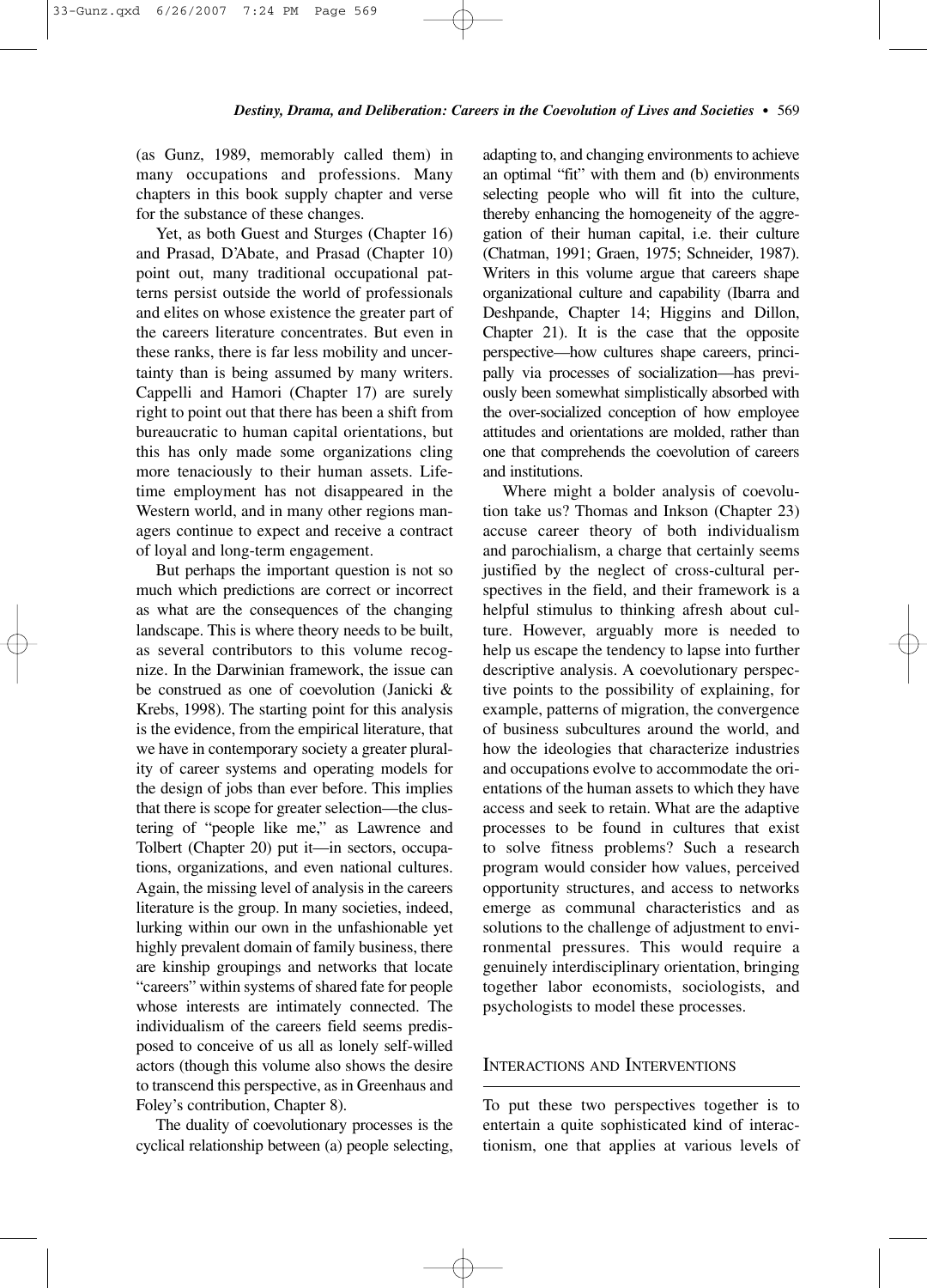(as Gunz, 1989, memorably called them) in many occupations and professions. Many chapters in this book supply chapter and verse for the substance of these changes.

Yet, as both Guest and Sturges (Chapter 16) and Prasad, D'Abate, and Prasad (Chapter 10) point out, many traditional occupational patterns persist outside the world of professionals and elites on whose existence the greater part of the careers literature concentrates. But even in these ranks, there is far less mobility and uncertainty than is being assumed by many writers. Cappelli and Hamori (Chapter 17) are surely right to point out that there has been a shift from bureaucratic to human capital orientations, but this has only made some organizations cling more tenaciously to their human assets. Lifetime employment has not disappeared in the Western world, and in many other regions managers continue to expect and receive a contract of loyal and long-term engagement.

But perhaps the important question is not so much which predictions are correct or incorrect as what are the consequences of the changing landscape. This is where theory needs to be built, as several contributors to this volume recognize. In the Darwinian framework, the issue can be construed as one of coevolution (Janicki & Krebs, 1998). The starting point for this analysis is the evidence, from the empirical literature, that we have in contemporary society a greater plurality of career systems and operating models for the design of jobs than ever before. This implies that there is scope for greater selection—the clustering of "people like me," as Lawrence and Tolbert (Chapter 20) put it—in sectors, occupations, organizations, and even national cultures. Again, the missing level of analysis in the careers literature is the group. In many societies, indeed, lurking within our own in the unfashionable yet highly prevalent domain of family business, there are kinship groupings and networks that locate "careers" within systems of shared fate for people whose interests are intimately connected. The individualism of the careers field seems predisposed to conceive of us all as lonely self-willed actors (though this volume also shows the desire to transcend this perspective, as in Greenhaus and Foley's contribution, Chapter 8).

The duality of coevolutionary processes is the cyclical relationship between (a) people selecting, adapting to, and changing environments to achieve an optimal "fit" with them and (b) environments selecting people who will fit into the culture, thereby enhancing the homogeneity of the aggregation of their human capital, i.e. their culture (Chatman, 1991; Graen, 1975; Schneider, 1987). Writers in this volume argue that careers shape organizational culture and capability (Ibarra and Deshpande, Chapter 14; Higgins and Dillon, Chapter 21). It is the case that the opposite perspective—how cultures shape careers, principally via processes of socialization—has previously been somewhat simplistically absorbed with the over-socialized conception of how employee attitudes and orientations are molded, rather than one that comprehends the coevolution of careers and institutions.

Where might a bolder analysis of coevolution take us? Thomas and Inkson (Chapter 23) accuse career theory of both individualism and parochialism, a charge that certainly seems justified by the neglect of cross-cultural perspectives in the field, and their framework is a helpful stimulus to thinking afresh about culture. However, arguably more is needed to help us escape the tendency to lapse into further descriptive analysis. A coevolutionary perspective points to the possibility of explaining, for example, patterns of migration, the convergence of business subcultures around the world, and how the ideologies that characterize industries and occupations evolve to accommodate the orientations of the human assets to which they have access and seek to retain. What are the adaptive processes to be found in cultures that exist to solve fitness problems? Such a research program would consider how values, perceived opportunity structures, and access to networks emerge as communal characteristics and as solutions to the challenge of adjustment to environmental pressures. This would require a genuinely interdisciplinary orientation, bringing together labor economists, sociologists, and psychologists to model these processes.

## Interactions and Interventions

To put these two perspectives together is to entertain a quite sophisticated kind of interactionism, one that applies at various levels of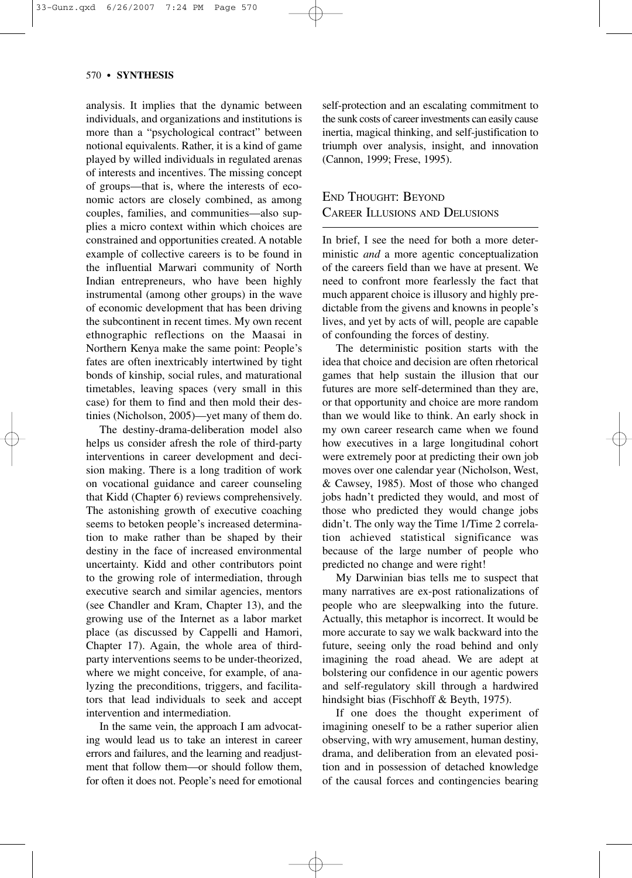analysis. It implies that the dynamic between individuals, and organizations and institutions is more than a "psychological contract" between notional equivalents. Rather, it is a kind of game played by willed individuals in regulated arenas of interests and incentives. The missing concept of groups—that is, where the interests of economic actors are closely combined, as among couples, families, and communities—also supplies a micro context within which choices are constrained and opportunities created. A notable example of collective careers is to be found in the influential Marwari community of North Indian entrepreneurs, who have been highly instrumental (among other groups) in the wave of economic development that has been driving the subcontinent in recent times. My own recent ethnographic reflections on the Maasai in Northern Kenya make the same point: People's fates are often inextricably intertwined by tight bonds of kinship, social rules, and maturational timetables, leaving spaces (very small in this case) for them to find and then mold their destinies (Nicholson, 2005)—yet many of them do.

The destiny-drama-deliberation model also helps us consider afresh the role of third-party interventions in career development and decision making. There is a long tradition of work on vocational guidance and career counseling that Kidd (Chapter 6) reviews comprehensively. The astonishing growth of executive coaching seems to betoken people's increased determination to make rather than be shaped by their destiny in the face of increased environmental uncertainty. Kidd and other contributors point to the growing role of intermediation, through executive search and similar agencies, mentors (see Chandler and Kram, Chapter 13), and the growing use of the Internet as a labor market place (as discussed by Cappelli and Hamori, Chapter 17). Again, the whole area of third-party interventions seems to be under-theorized, where we might conceive, for example, of analyzing the preconditions, triggers, and facilitators that lead individuals to seek and accept intervention and intermediation.

In the same vein, the approach I am advocating would lead us to take an interest in career errors and failures, and the learning and readjustment that follow them—or should follow them, for often it does not. People's need for emotional self-protection and an escalating commitment to the sunk costs of career investments can easily cause inertia, magical thinking, and self-justification to triumph over analysis, insight, and innovation (Cannon, 1999; Frese, 1995).

## End Thought: Beyond Career Illusions and Delusions

In brief, I see the need for both a more deterministic *and* a more agentic conceptualization of the careers field than we have at present. We need to confront more fearlessly the fact that much apparent choice is illusory and highly predictable from the givens and knowns in people's lives, and yet by acts of will, people are capable of confounding the forces of destiny.

The deterministic position starts with the idea that choice and decision are often rhetorical games that help sustain the illusion that our futures are more self-determined than they are, or that opportunity and choice are more random than we would like to think. An early shock in my own career research came when we found how executives in a large longitudinal cohort were extremely poor at predicting their own job moves over one calendar year (Nicholson, West, & Cawsey, 1985). Most of those who changed jobs hadn't predicted they would, and most of those who predicted they would change jobs didn't. The only way the Time 1/Time 2 correlation achieved statistical significance was because of the large number of people who predicted no change and were right!

My Darwinian bias tells me to suspect that many narratives are ex-post rationalizations of people who are sleepwalking into the future. Actually, this metaphor is incorrect. It would be more accurate to say we walk backward into the future, seeing only the road behind and only imagining the road ahead. We are adept at bolstering our confidence in our agentic powers and self-regulatory skill through a hardwired hindsight bias (Fischhoff & Beyth, 1975).

If one does the thought experiment of imagining oneself to be a rather superior alien observing, with wry amusement, human destiny, drama, and deliberation from an elevated position and in possession of detached knowledge of the causal forces and contingencies bearing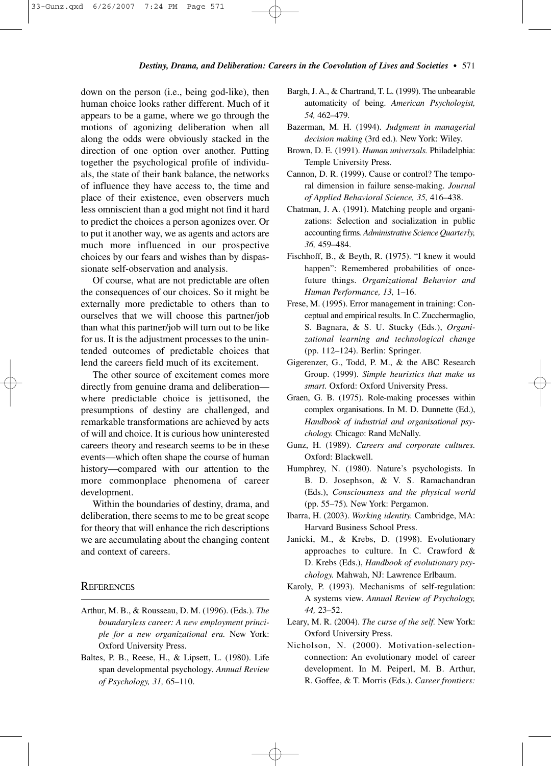down on the person (i.e., being god-like), then human choice looks rather different. Much of it appears to be a game, where we go through the motions of agonizing deliberation when all along the odds were obviously stacked in the direction of one option over another. Putting together the psychological profile of individuals, the state of their bank balance, the networks of influence they have access to, the time and place of their existence, even observers much less omniscient than a god might not find it hard to predict the choices a person agonizes over. Or to put it another way, we as agents and actors are much more influenced in our prospective choices by our fears and wishes than by dispassionate self-observation and analysis.

Of course, what are not predictable are often the consequences of our choices. So it might be externally more predictable to others than to ourselves that we will choose this partner/job than what this partner/job will turn out to be like for us. It is the adjustment processes to the unintended outcomes of predictable choices that lend the careers field much of its excitement.

The other source of excitement comes more directly from genuine drama and deliberation—where predictable choice is jettisoned, the presumptions of destiny are challenged, and remarkable transformations are achieved by acts of will and choice. It is curious how uninterested careers theory and research seems to be in these events—which often shape the course of human history—compared with our attention to the more commonplace phenomena of career development.

Within the boundaries of destiny, drama, and deliberation, there seems to me to be great scope for theory that will enhance the rich descriptions we are accumulating about the changing content and context of careers.

## References

Arthur, M. B., & Rousseau, D. M. (1996). (Eds.). *The boundaryless career: A new employment principle for a new organizational era.* New York: Oxford University Press.

Baltes, P. B., Reese, H., & Lipsett, L. (1980). Life span developmental psychology. *Annual Review of Psychology, 31,* 65–110.

Bargh, J. A., & Chartrand, T. L. (1999). The unbearable automaticity of being. *American Psychologist, 54,* 462–479.

Bazerman, M. H. (1994). *Judgment in managerial decision making* (3rd ed.). New York: Wiley.

Brown, D. E. (1991). *Human universals.* Philadelphia: Temple University Press.

Cannon, D. R. (1999). Cause or control? The temporal dimension in failure sense-making. *Journal of Applied Behavioral Science, 35,* 416–438.

Chatman, J. A. (1991). Matching people and organizations: Selection and socialization in public accounting firms. *Administrative Science Quarterly, 36,* 459–484.

Fischhoff, B., & Beyth, R. (1975). "I knew it would happen": Remembered probabilities of once-future things. *Organizational Behavior and Human Performance, 13,* 1–16.

Frese, M. (1995). Error management in training: Conceptual and empirical results. In C. Zucchermaglio, S. Bagnara, & S. U. Stucky (Eds.), *Organizational learning and technological change* (pp. 112–124). Berlin: Springer.

Gigerenzer, G., Todd, P. M., & the ABC Research Group. (1999). *Simple heuristics that make us smart.* Oxford: Oxford University Press.

Graen, G. B. (1975). Role-making processes within complex organisations. In M. D. Dunnette (Ed.), *Handbook of industrial and organisational psychology.* Chicago: Rand McNally.

Gunz, H. (1989). *Careers and corporate cultures.* Oxford: Blackwell.

Humphrey, N. (1980). Nature's psychologists. In B. D. Josephson, & V. S. Ramachandran (Eds.), *Consciousness and the physical world* (pp. 55–75). New York: Pergamon.

Ibarra, H. (2003). *Working identity.* Cambridge, MA: Harvard Business School Press.

Janicki, M., & Krebs, D. (1998). Evolutionary approaches to culture. In C. Crawford & D. Krebs (Eds.), *Handbook of evolutionary psychology.* Mahwah, NJ: Lawrence Erlbaum.

Karoly, P. (1993). Mechanisms of self-regulation: A systems view. *Annual Review of Psychology, 44,* 23–52.

Leary, M. R. (2004). *The curse of the self.* New York: Oxford University Press.

Nicholson, N. (2000). Motivation-selection-connection: An evolutionary model of career development. In M. Peiperl, M. B. Arthur, R. Goffee, & T. Morris (Eds.). *Career frontiers:*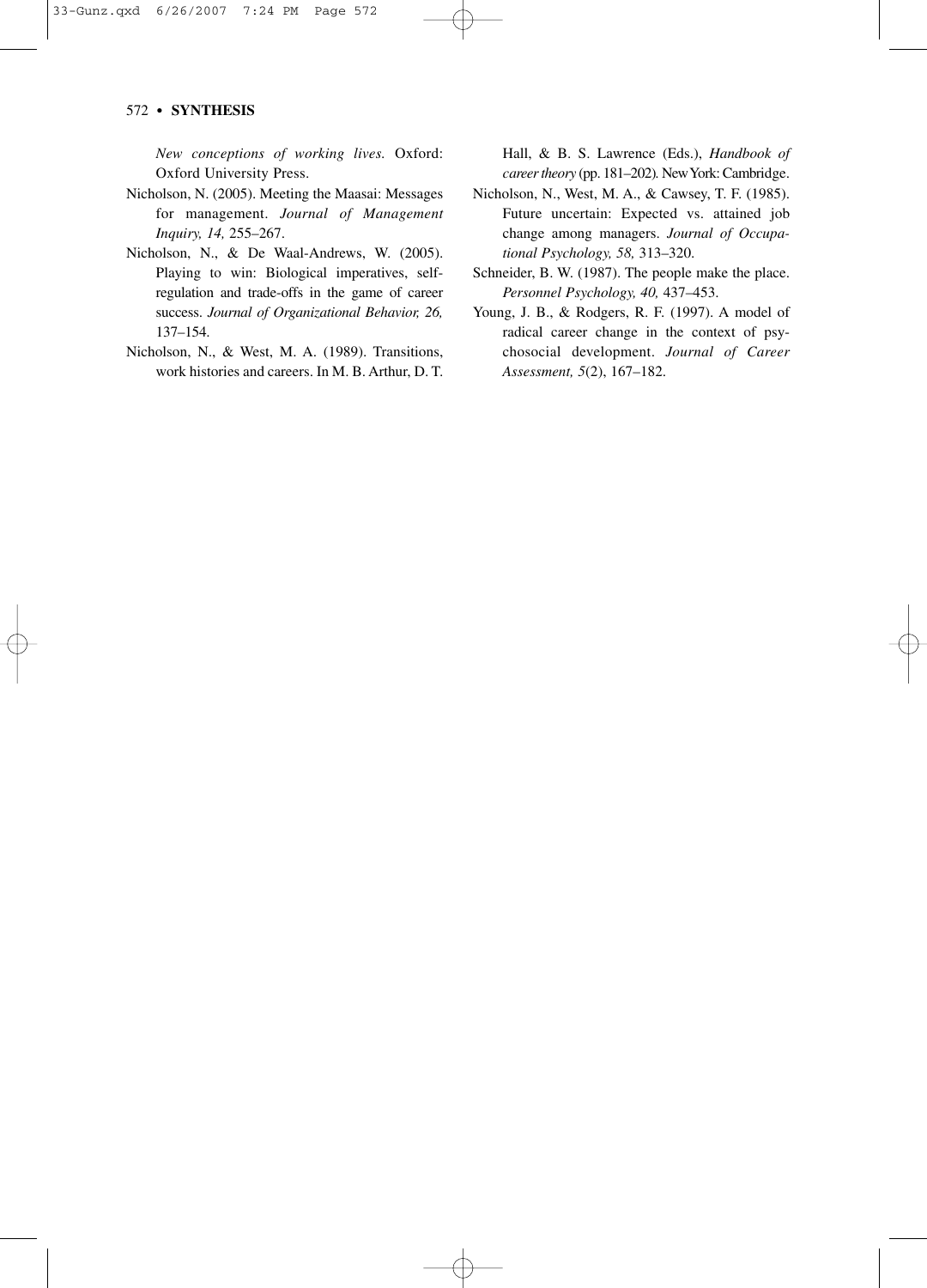*New conceptions of working lives.* Oxford: Oxford University Press.

Nicholson, N. (2005). Meeting the Maasai: Messages for management. *Journal of Management Inquiry, 14,* 255–267.

Nicholson, N., & De Waal-Andrews, W. (2005). Playing to win: Biological imperatives, self-regulation and trade-offs in the game of career success. *Journal of Organizational Behavior, 26,* 137–154.

Nicholson, N., & West, M. A. (1989). Transitions, work histories and careers. In M. B. Arthur, D. T. Hall, & B. S. Lawrence (Eds.), *Handbook of career theory* (pp. 181–202). New York: Cambridge.

Nicholson, N., West, M. A., & Cawsey, T. F. (1985). Future uncertain: Expected vs. attained job change among managers. *Journal of Occupational Psychology, 58,* 313–320.

Schneider, B. W. (1987). The people make the place. *Personnel Psychology, 40,* 437–453.

Young, J. B., & Rodgers, R. F. (1997). A model of radical career change in the context of psychosocial development. *Journal of Career Assessment, 5*(2), 167–182.